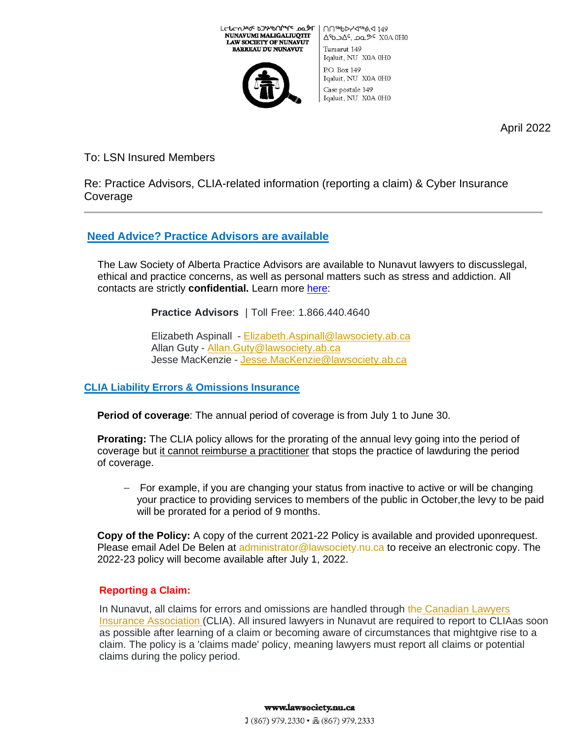ᓄᓇᕗᒥ ᒪᓕᒐᓕᐅᖅᑎᑦ ᑲᑐᔾᔨᖃᑎᒌᖏᑦ ᓄᓇᕗᒻᒥ
NUNAVUMI MALIGALIUQTIT
LAW SOCIETY OF NUNAVUT
BARREAU DU NUNAVUT

ᑎᑎᕋᒃᑯᕕᐊ 149
ᐃᖃᓗᐃᑦ, ᓄᓇᕗᑦ X0A 0H0

Turaarut 149
Iqaluit, NU X0A 0H0

P.O. Box 149
Iqaluit, NU X0A 0H0

Case postale 149
Iqaluit, NU X0A 0H0

April 2022

To: LSN Insured Members

Re: Practice Advisors, CLIA-related information (reporting a claim) & Cyber Insurance Coverage

---

## Need Advice? Practice Advisors are available

The Law Society of Alberta Practice Advisors are available to Nunavut lawyers to discusslegal, ethical and practice concerns, as well as personal matters such as stress and addiction. All contacts are strictly **confidential.** Learn more here:

**Practice Advisors** | Toll Free: 1.866.440.4640

Elizabeth Aspinall - Elizabeth.Aspinall@lawsociety.ab.ca
Allan Guty - Allan.Guty@lawsociety.ab.ca
Jesse MacKenzie - Jesse.MacKenzie@lawsociety.ab.ca

## CLIA Liability Errors & Omissions Insurance

**Period of coverage**: The annual period of coverage is from July 1 to June 30.

**Prorating:** The CLIA policy allows for the prorating of the annual levy going into the period of coverage but it cannot reimburse a practitioner that stops the practice of lawduring the period of coverage.

- For example, if you are changing your status from inactive to active or will be changing your practice to providing services to members of the public in October,the levy to be paid will be prorated for a period of 9 months.

**Copy of the Policy:** A copy of the current 2021-22 Policy is available and provided uponrequest. Please email Adel De Belen at administrator@lawsociety.nu.ca to receive an electronic copy. The 2022-23 policy will become available after July 1, 2022.

### Reporting a Claim:

In Nunavut, all claims for errors and omissions are handled through the Canadian Lawyers Insurance Association (CLIA). All insured lawyers in Nunavut are required to report to CLIAas soon as possible after learning of a claim or becoming aware of circumstances that mightgive rise to a claim. The policy is a 'claims made' policy, meaning lawyers must report all claims or potential claims during the policy period.

www.lawsociety.nu.ca
(867) 979.2330 • (867) 979.2333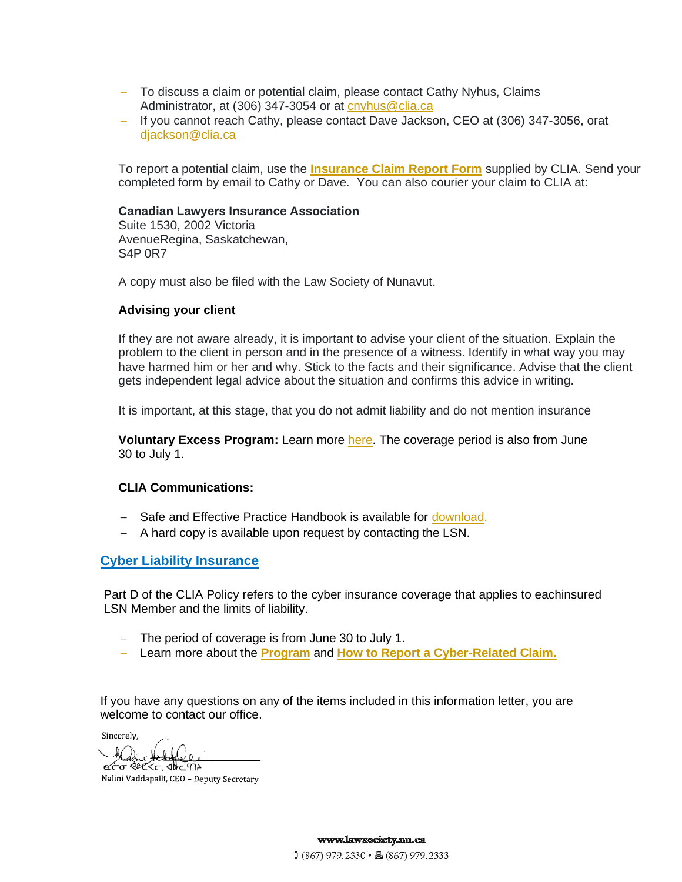- To discuss a claim or potential claim, please contact Cathy Nyhus, Claims Administrator, at (306) 347-3054 or at cnyhus@clia.ca
- If you cannot reach Cathy, please contact Dave Jackson, CEO at (306) 347-3056, orat djackson@clia.ca

To report a potential claim, use the **Insurance Claim Report Form** supplied by CLIA. Send your completed form by email to Cathy or Dave. You can also courier your claim to CLIA at:

**Canadian Lawyers Insurance Association**
Suite 1530, 2002 Victoria
AvenueRegina, Saskatchewan,
S4P 0R7

A copy must also be filed with the Law Society of Nunavut.

**Advising your client**

If they are not aware already, it is important to advise your client of the situation. Explain the problem to the client in person and in the presence of a witness. Identify in what way you may have harmed him or her and why. Stick to the facts and their significance. Advise that the client gets independent legal advice about the situation and confirms this advice in writing.

It is important, at this stage, that you do not admit liability and do not mention insurance

**Voluntary Excess Program:** Learn more here. The coverage period is also from June 30 to July 1.

**CLIA Communications:**

- Safe and Effective Practice Handbook is available for download.
- A hard copy is available upon request by contacting the LSN.

## Cyber Liability Insurance

Part D of the CLIA Policy refers to the cyber insurance coverage that applies to eachinsured LSN Member and the limits of liability.

- The period of coverage is from June 30 to July 1.
- Learn more about the **Program** and **How to Report a Cyber-Related Claim.**

If you have any questions on any of the items included in this information letter, you are welcome to contact our office.

Sincerely,

ᓇᓖᓂ ᕚᑕᐸᓪᓕ, ᐊᖓᔪᖅᑳᖅ
Nalini Vaddapalli, CEO – Deputy Secretary